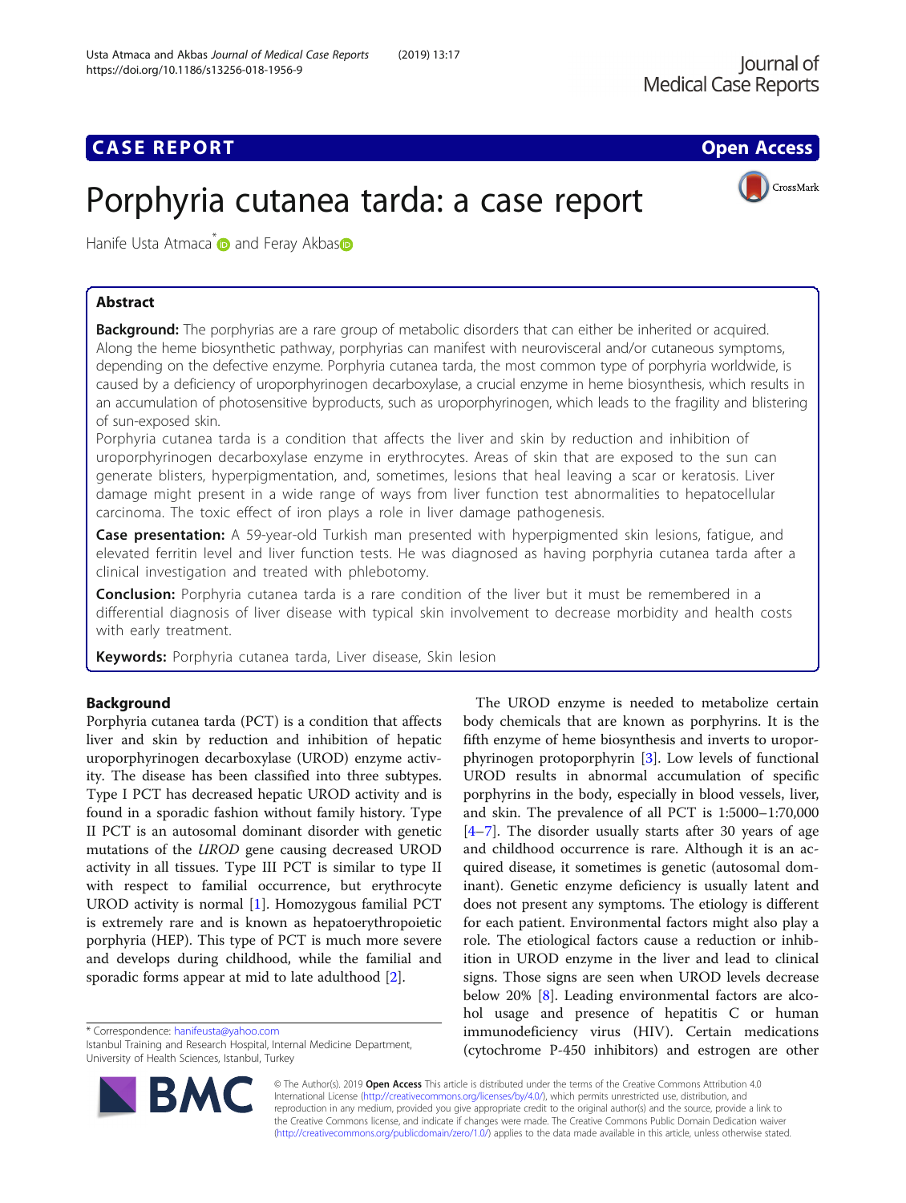CASE REPORT

Open Access

# Porphyria cutanea tarda: a case report

Hanife Usta Atmaca* and Feray Akbas

## Abstract

**Background:** The porphyrias are a rare group of metabolic disorders that can either be inherited or acquired. Along the heme biosynthetic pathway, porphyrias can manifest with neurovisceral and/or cutaneous symptoms, depending on the defective enzyme. Porphyria cutanea tarda, the most common type of porphyria worldwide, is caused by a deficiency of uroporphyrinogen decarboxylase, a crucial enzyme in heme biosynthesis, which results in an accumulation of photosensitive byproducts, such as uroporphyrinogen, which leads to the fragility and blistering of sun-exposed skin.

Porphyria cutanea tarda is a condition that affects the liver and skin by reduction and inhibition of uroporphyrinogen decarboxylase enzyme in erythrocytes. Areas of skin that are exposed to the sun can generate blisters, hyperpigmentation, and, sometimes, lesions that heal leaving a scar or keratosis. Liver damage might present in a wide range of ways from liver function test abnormalities to hepatocellular carcinoma. The toxic effect of iron plays a role in liver damage pathogenesis.

**Case presentation:** A 59-year-old Turkish man presented with hyperpigmented skin lesions, fatigue, and elevated ferritin level and liver function tests. He was diagnosed as having porphyria cutanea tarda after a clinical investigation and treated with phlebotomy.

**Conclusion:** Porphyria cutanea tarda is a rare condition of the liver but it must be remembered in a differential diagnosis of liver disease with typical skin involvement to decrease morbidity and health costs with early treatment.

**Keywords:** Porphyria cutanea tarda, Liver disease, Skin lesion

## Background

Porphyria cutanea tarda (PCT) is a condition that affects liver and skin by reduction and inhibition of hepatic uroporphyrinogen decarboxylase (UROD) enzyme activity. The disease has been classified into three subtypes. Type I PCT has decreased hepatic UROD activity and is found in a sporadic fashion without family history. Type II PCT is an autosomal dominant disorder with genetic mutations of the *UROD* gene causing decreased UROD activity in all tissues. Type III PCT is similar to type II with respect to familial occurrence, but erythrocyte UROD activity is normal [1]. Homozygous familial PCT is extremely rare and is known as hepatoerythropoietic porphyria (HEP). This type of PCT is much more severe and develops during childhood, while the familial and sporadic forms appear at mid to late adulthood [2].

The UROD enzyme is needed to metabolize certain body chemicals that are known as porphyrins. It is the fifth enzyme of heme biosynthesis and inverts to uroporphyrinogen protoporphyrin [3]. Low levels of functional UROD results in abnormal accumulation of specific porphyrins in the body, especially in blood vessels, liver, and skin. The prevalence of all PCT is 1:5000–1:70,000 [4–7]. The disorder usually starts after 30 years of age and childhood occurrence is rare. Although it is an acquired disease, it sometimes is genetic (autosomal dominant). Genetic enzyme deficiency is usually latent and does not present any symptoms. The etiology is different for each patient. Environmental factors might also play a role. The etiological factors cause a reduction or inhibition in UROD enzyme in the liver and lead to clinical signs. Those signs are seen when UROD levels decrease below 20% [8]. Leading environmental factors are alcohol usage and presence of hepatitis C or human immunodeficiency virus (HIV). Certain medications (cytochrome P-450 inhibitors) and estrogen are other

* Correspondence: hanifeusta@yahoo.com
Istanbul Training and Research Hospital, Internal Medicine Department, University of Health Sciences, Istanbul, Turkey

© The Author(s). 2019 **Open Access** This article is distributed under the terms of the Creative Commons Attribution 4.0 International License (http://creativecommons.org/licenses/by/4.0/), which permits unrestricted use, distribution, and reproduction in any medium, provided you give appropriate credit to the original author(s) and the source, provide a link to the Creative Commons license, and indicate if changes were made. The Creative Commons Public Domain Dedication waiver (http://creativecommons.org/publicdomain/zero/1.0/) applies to the data made available in this article, unless otherwise stated.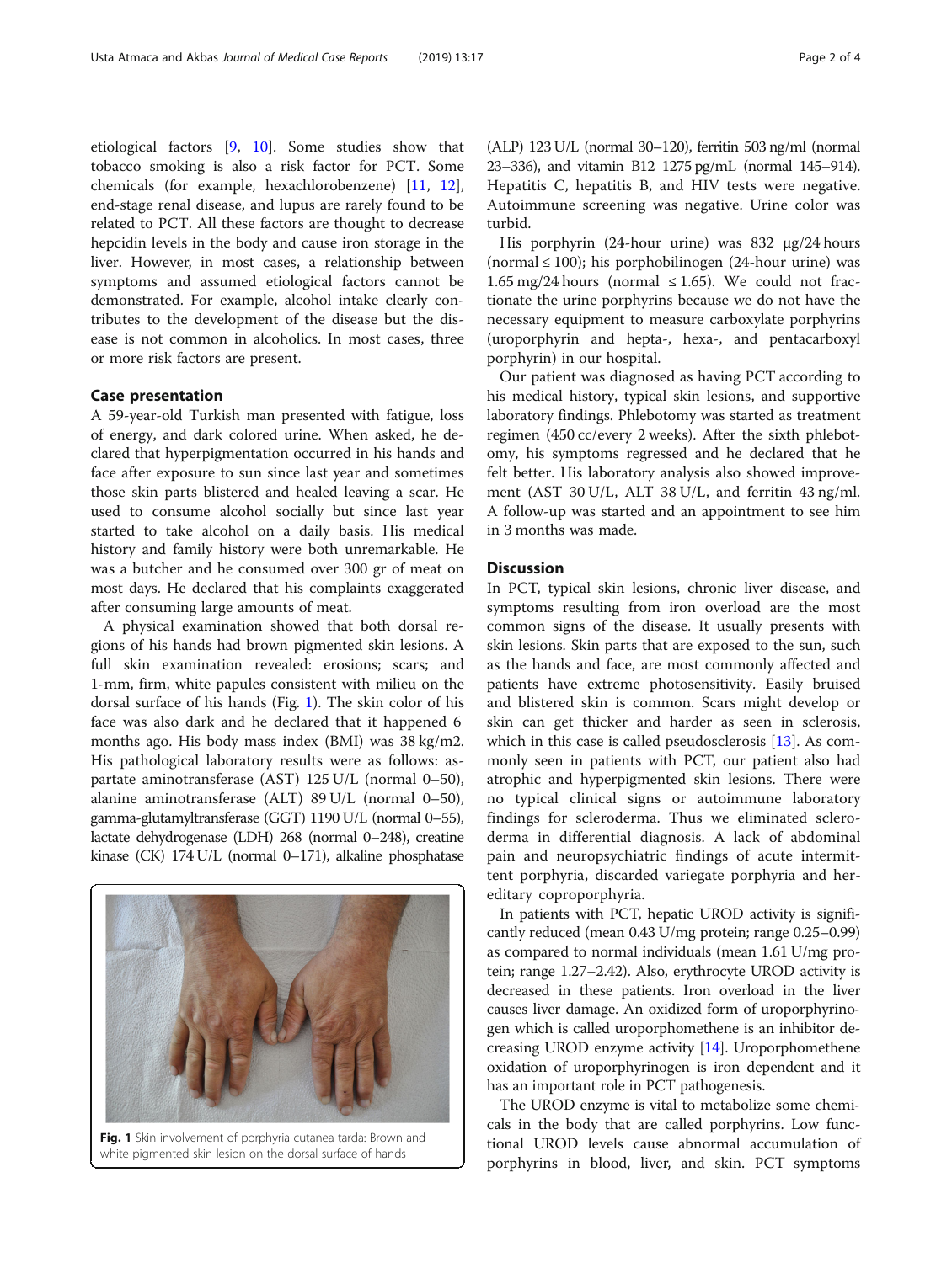etiological factors [9, 10]. Some studies show that tobacco smoking is also a risk factor for PCT. Some chemicals (for example, hexachlorobenzene) [11, 12], end-stage renal disease, and lupus are rarely found to be related to PCT. All these factors are thought to decrease hepcidin levels in the body and cause iron storage in the liver. However, in most cases, a relationship between symptoms and assumed etiological factors cannot be demonstrated. For example, alcohol intake clearly contributes to the development of the disease but the disease is not common in alcoholics. In most cases, three or more risk factors are present.

## Case presentation

A 59-year-old Turkish man presented with fatigue, loss of energy, and dark colored urine. When asked, he declared that hyperpigmentation occurred in his hands and face after exposure to sun since last year and sometimes those skin parts blistered and healed leaving a scar. He used to consume alcohol socially but since last year started to take alcohol on a daily basis. His medical history and family history were both unremarkable. He was a butcher and he consumed over 300 gr of meat on most days. He declared that his complaints exaggerated after consuming large amounts of meat.

A physical examination showed that both dorsal regions of his hands had brown pigmented skin lesions. A full skin examination revealed: erosions; scars; and 1-mm, firm, white papules consistent with milieu on the dorsal surface of his hands (Fig. 1). The skin color of his face was also dark and he declared that it happened 6 months ago. His body mass index (BMI) was 38 kg/m2. His pathological laboratory results were as follows: aspartate aminotransferase (AST) 125 U/L (normal 0–50), alanine aminotransferase (ALT) 89 U/L (normal 0–50), gamma-glutamyltransferase (GGT) 1190 U/L (normal 0–55), lactate dehydrogenase (LDH) 268 (normal 0–248), creatine kinase (CK) 174 U/L (normal 0–171), alkaline phosphatase (ALP) 123 U/L (normal 30–120), ferritin 503 ng/ml (normal 23–336), and vitamin B12 1275 pg/mL (normal 145–914). Hepatitis C, hepatitis B, and HIV tests were negative. Autoimmune screening was negative. Urine color was turbid.

**Fig. 1** Skin involvement of porphyria cutanea tarda: Brown and white pigmented skin lesion on the dorsal surface of hands

His porphyrin (24-hour urine) was 832 μg/24 hours (normal ≤ 100); his porphobilinogen (24-hour urine) was 1.65 mg/24 hours (normal ≤ 1.65). We could not fractionate the urine porphyrins because we do not have the necessary equipment to measure carboxylate porphyrins (uroporphyrin and hepta-, hexa-, and pentacarboxyl porphyrin) in our hospital.

Our patient was diagnosed as having PCT according to his medical history, typical skin lesions, and supportive laboratory findings. Phlebotomy was started as treatment regimen (450 cc/every 2 weeks). After the sixth phlebotomy, his symptoms regressed and he declared that he felt better. His laboratory analysis also showed improvement (AST 30 U/L, ALT 38 U/L, and ferritin 43 ng/ml. A follow-up was started and an appointment to see him in 3 months was made.

## Discussion

In PCT, typical skin lesions, chronic liver disease, and symptoms resulting from iron overload are the most common signs of the disease. It usually presents with skin lesions. Skin parts that are exposed to the sun, such as the hands and face, are most commonly affected and patients have extreme photosensitivity. Easily bruised and blistered skin is common. Scars might develop or skin can get thicker and harder as seen in sclerosis, which in this case is called pseudosclerosis [13]. As commonly seen in patients with PCT, our patient also had atrophic and hyperpigmented skin lesions. There were no typical clinical signs or autoimmune laboratory findings for scleroderma. Thus we eliminated scleroderma in differential diagnosis. A lack of abdominal pain and neuropsychiatric findings of acute intermittent porphyria, discarded variegate porphyria and hereditary coproporphyria.

In patients with PCT, hepatic UROD activity is significantly reduced (mean 0.43 U/mg protein; range 0.25–0.99) as compared to normal individuals (mean 1.61 U/mg protein; range 1.27–2.42). Also, erythrocyte UROD activity is decreased in these patients. Iron overload in the liver causes liver damage. An oxidized form of uroporphyrinogen which is called uroporphomethene is an inhibitor decreasing UROD enzyme activity [14]. Uroporphomethene oxidation of uroporphyrinogen is iron dependent and it has an important role in PCT pathogenesis.

The UROD enzyme is vital to metabolize some chemicals in the body that are called porphyrins. Low functional UROD levels cause abnormal accumulation of porphyrins in blood, liver, and skin. PCT symptoms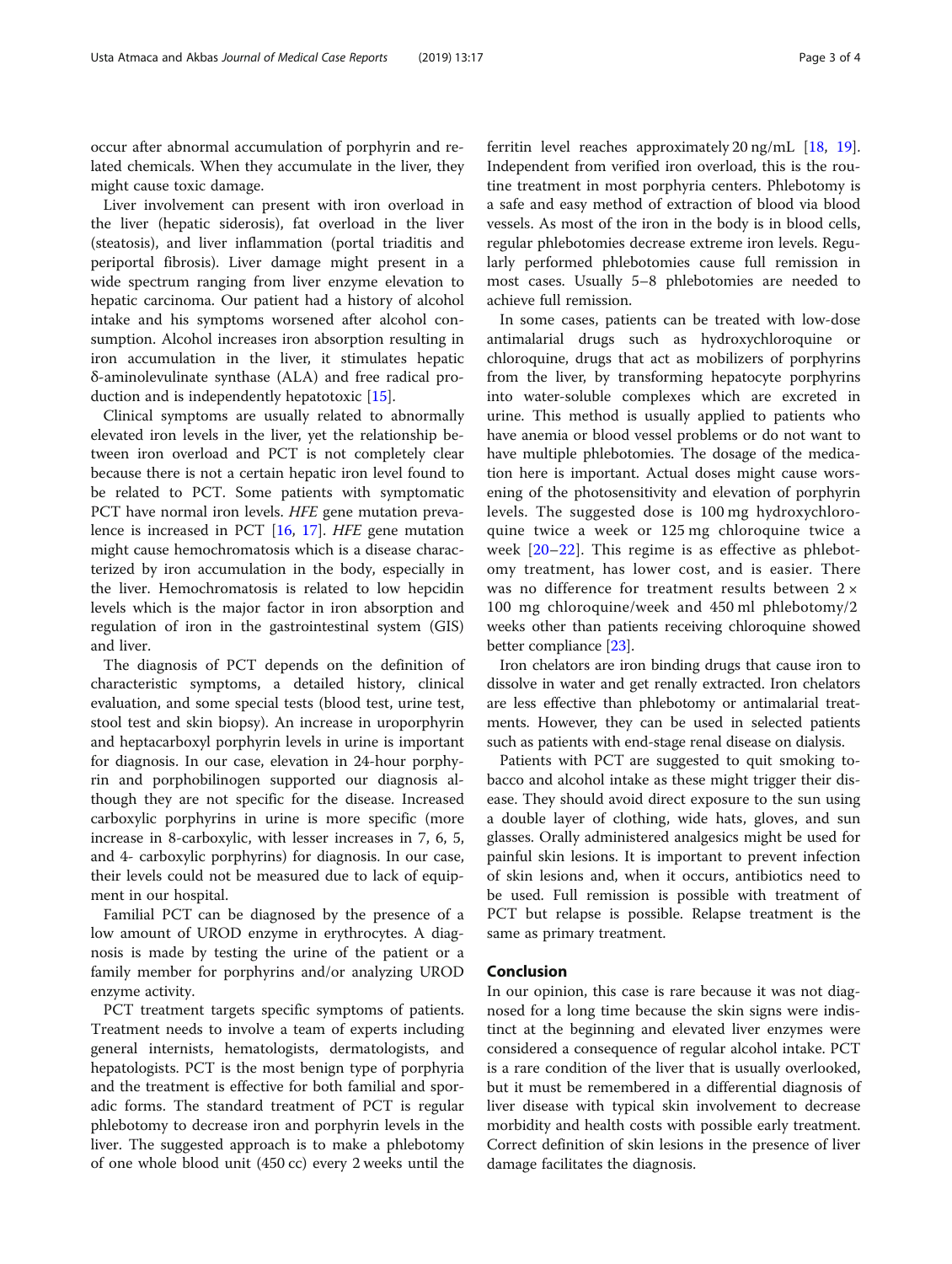occur after abnormal accumulation of porphyrin and related chemicals. When they accumulate in the liver, they might cause toxic damage.

Liver involvement can present with iron overload in the liver (hepatic siderosis), fat overload in the liver (steatosis), and liver inflammation (portal triaditis and periportal fibrosis). Liver damage might present in a wide spectrum ranging from liver enzyme elevation to hepatic carcinoma. Our patient had a history of alcohol intake and his symptoms worsened after alcohol consumption. Alcohol increases iron absorption resulting in iron accumulation in the liver, it stimulates hepatic δ-aminolevulinate synthase (ALA) and free radical production and is independently hepatotoxic [15].

Clinical symptoms are usually related to abnormally elevated iron levels in the liver, yet the relationship between iron overload and PCT is not completely clear because there is not a certain hepatic iron level found to be related to PCT. Some patients with symptomatic PCT have normal iron levels. *HFE* gene mutation prevalence is increased in PCT [16, 17]. *HFE* gene mutation might cause hemochromatosis which is a disease characterized by iron accumulation in the body, especially in the liver. Hemochromatosis is related to low hepcidin levels which is the major factor in iron absorption and regulation of iron in the gastrointestinal system (GIS) and liver.

The diagnosis of PCT depends on the definition of characteristic symptoms, a detailed history, clinical evaluation, and some special tests (blood test, urine test, stool test and skin biopsy). An increase in uroporphyrin and heptacarboxyl porphyrin levels in urine is important for diagnosis. In our case, elevation in 24-hour porphyrin and porphobilinogen supported our diagnosis although they are not specific for the disease. Increased carboxylic porphyrins in urine is more specific (more increase in 8-carboxylic, with lesser increases in 7, 6, 5, and 4- carboxylic porphyrins) for diagnosis. In our case, their levels could not be measured due to lack of equipment in our hospital.

Familial PCT can be diagnosed by the presence of a low amount of UROD enzyme in erythrocytes. A diagnosis is made by testing the urine of the patient or a family member for porphyrins and/or analyzing UROD enzyme activity.

PCT treatment targets specific symptoms of patients. Treatment needs to involve a team of experts including general internists, hematologists, dermatologists, and hepatologists. PCT is the most benign type of porphyria and the treatment is effective for both familial and sporadic forms. The standard treatment of PCT is regular phlebotomy to decrease iron and porphyrin levels in the liver. The suggested approach is to make a phlebotomy of one whole blood unit (450 cc) every 2 weeks until the ferritin level reaches approximately 20 ng/mL [18, 19]. Independent from verified iron overload, this is the routine treatment in most porphyria centers. Phlebotomy is a safe and easy method of extraction of blood via blood vessels. As most of the iron in the body is in blood cells, regular phlebotomies decrease extreme iron levels. Regularly performed phlebotomies cause full remission in most cases. Usually 5–8 phlebotomies are needed to achieve full remission.

In some cases, patients can be treated with low-dose antimalarial drugs such as hydroxychloroquine or chloroquine, drugs that act as mobilizers of porphyrins from the liver, by transforming hepatocyte porphyrins into water-soluble complexes which are excreted in urine. This method is usually applied to patients who have anemia or blood vessel problems or do not want to have multiple phlebotomies. The dosage of the medication here is important. Actual doses might cause worsening of the photosensitivity and elevation of porphyrin levels. The suggested dose is 100 mg hydroxychloroquine twice a week or 125 mg chloroquine twice a week [20–22]. This regime is as effective as phlebotomy treatment, has lower cost, and is easier. There was no difference for treatment results between 2 × 100 mg chloroquine/week and 450 ml phlebotomy/2 weeks other than patients receiving chloroquine showed better compliance [23].

Iron chelators are iron binding drugs that cause iron to dissolve in water and get renally extracted. Iron chelators are less effective than phlebotomy or antimalarial treatments. However, they can be used in selected patients such as patients with end-stage renal disease on dialysis.

Patients with PCT are suggested to quit smoking tobacco and alcohol intake as these might trigger their disease. They should avoid direct exposure to the sun using a double layer of clothing, wide hats, gloves, and sun glasses. Orally administered analgesics might be used for painful skin lesions. It is important to prevent infection of skin lesions and, when it occurs, antibiotics need to be used. Full remission is possible with treatment of PCT but relapse is possible. Relapse treatment is the same as primary treatment.

## Conclusion

In our opinion, this case is rare because it was not diagnosed for a long time because the skin signs were indistinct at the beginning and elevated liver enzymes were considered a consequence of regular alcohol intake. PCT is a rare condition of the liver that is usually overlooked, but it must be remembered in a differential diagnosis of liver disease with typical skin involvement to decrease morbidity and health costs with possible early treatment. Correct definition of skin lesions in the presence of liver damage facilitates the diagnosis.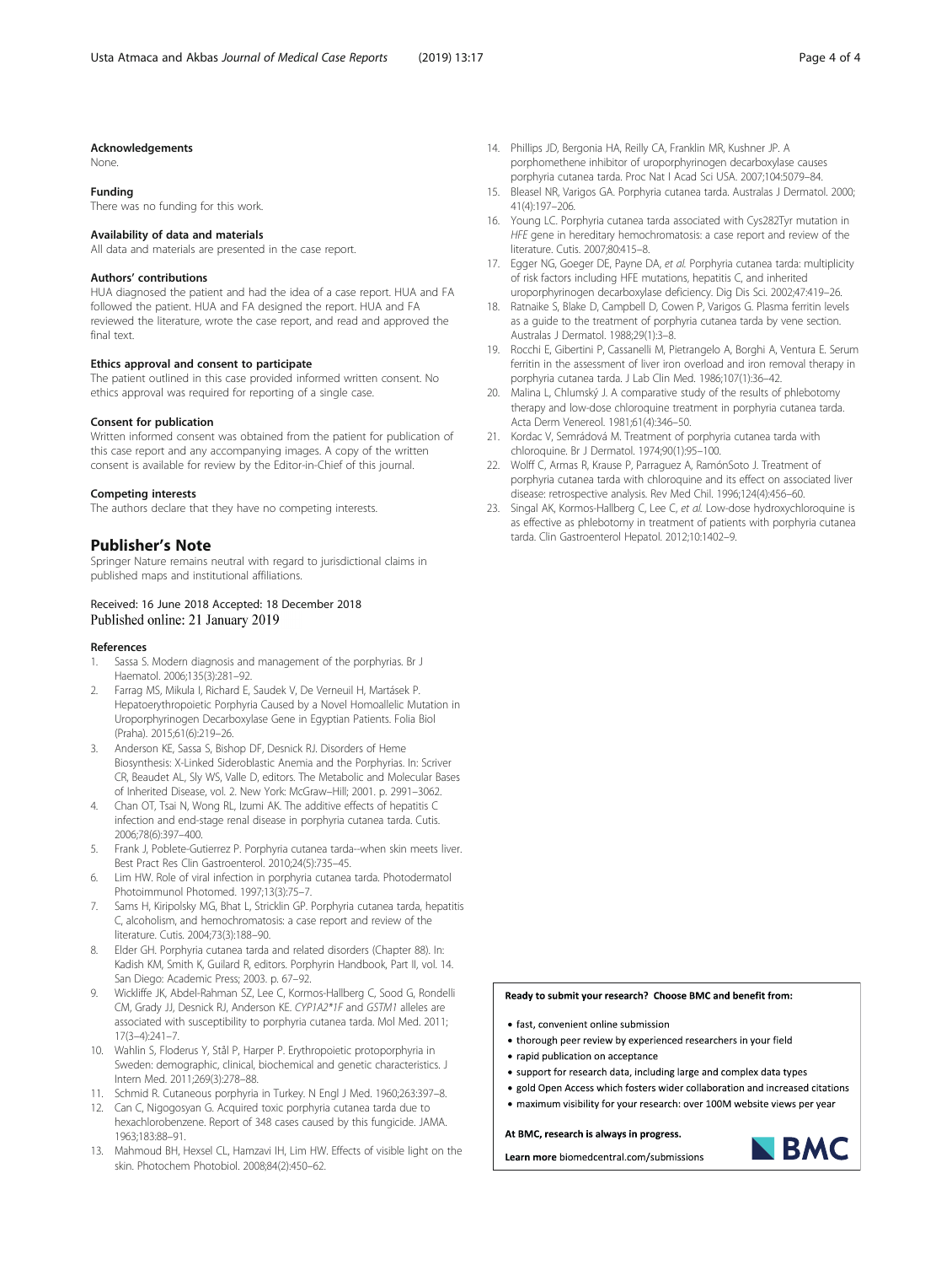### Acknowledgements

None.

### Funding

There was no funding for this work.

### Availability of data and materials

All data and materials are presented in the case report.

### Authors' contributions

HUA diagnosed the patient and had the idea of a case report. HUA and FA followed the patient. HUA and FA designed the report. HUA and FA reviewed the literature, wrote the case report, and read and approved the final text.

### Ethics approval and consent to participate

The patient outlined in this case provided informed written consent. No ethics approval was required for reporting of a single case.

### Consent for publication

Written informed consent was obtained from the patient for publication of this case report and any accompanying images. A copy of the written consent is available for review by the Editor-in-Chief of this journal.

### Competing interests

The authors declare that they have no competing interests.

## Publisher's Note

Springer Nature remains neutral with regard to jurisdictional claims in published maps and institutional affiliations.

Received: 16 June 2018 Accepted: 18 December 2018
Published online: 21 January 2019

### References

1. Sassa S. Modern diagnosis and management of the porphyrias. Br J Haematol. 2006;135(3):281–92.
2. Farrag MS, Mikula I, Richard E, Saudek V, De Verneuil H, Martásek P. Hepatoerythropoietic Porphyria Caused by a Novel Homoallelic Mutation in Uroporphyrinogen Decarboxylase Gene in Egyptian Patients. Folia Biol (Praha). 2015;61(6):219–26.
3. Anderson KE, Sassa S, Bishop DF, Desnick RJ. Disorders of Heme Biosynthesis: X-Linked Sideroblastic Anemia and the Porphyrias. In: Scriver CR, Beaudet AL, Sly WS, Valle D, editors. The Metabolic and Molecular Bases of Inherited Disease, vol. 2. New York: McGraw–Hill; 2001. p. 2991–3062.
4. Chan OT, Tsai N, Wong RL, Izumi AK. The additive effects of hepatitis C infection and end-stage renal disease in porphyria cutanea tarda. Cutis. 2006;78(6):397–400.
5. Frank J, Poblete-Gutierrez P. Porphyria cutanea tarda--when skin meets liver. Best Pract Res Clin Gastroenterol. 2010;24(5):735–45.
6. Lim HW. Role of viral infection in porphyria cutanea tarda. Photodermatol Photoimmunol Photomed. 1997;13(3):75–7.
7. Sams H, Kiripolsky MG, Bhat L, Stricklin GP. Porphyria cutanea tarda, hepatitis C, alcoholism, and hemochromatosis: a case report and review of the literature. Cutis. 2004;73(3):188–90.
8. Elder GH. Porphyria cutanea tarda and related disorders (Chapter 88). In: Kadish KM, Smith K, Guilard R, editors. Porphyrin Handbook, Part II, vol. 14. San Diego: Academic Press; 2003. p. 67–92.
9. Wickliffe JK, Abdel-Rahman SZ, Lee C, Kormos-Hallberg C, Sood G, Rondelli CM, Grady JJ, Desnick RJ, Anderson KE. *CYP1A2\*1F* and *GSTM1* alleles are associated with susceptibility to porphyria cutanea tarda. Mol Med. 2011; 17(3–4):241–7.
10. Wahlin S, Floderus Y, Stål P, Harper P. Erythropoietic protoporphyria in Sweden: demographic, clinical, biochemical and genetic characteristics. J Intern Med. 2011;269(3):278–88.
11. Schmid R. Cutaneous porphyria in Turkey. N Engl J Med. 1960;263:397–8.
12. Can C, Nigogosyan G. Acquired toxic porphyria cutanea tarda due to hexachlorobenzene. Report of 348 cases caused by this fungicide. JAMA. 1963;183:88–91.
13. Mahmoud BH, Hexsel CL, Hamzavi IH, Lim HW. Effects of visible light on the skin. Photochem Photobiol. 2008;84(2):450–62.
14. Phillips JD, Bergonia HA, Reilly CA, Franklin MR, Kushner JP. A porphomethene inhibitor of uroporphyrinogen decarboxylase causes porphyria cutanea tarda. Proc Nat l Acad Sci USA. 2007;104:5079–84.
15. Bleasel NR, Varigos GA. Porphyria cutanea tarda. Australas J Dermatol. 2000; 41(4):197–206.
16. Young LC. Porphyria cutanea tarda associated with Cys282Tyr mutation in *HFE* gene in hereditary hemochromatosis: a case report and review of the literature. Cutis. 2007;80:415–8.
17. Egger NG, Goeger DE, Payne DA, *et al.* Porphyria cutanea tarda: multiplicity of risk factors including HFE mutations, hepatitis C, and inherited uroporphyrinogen decarboxylase deficiency. Dig Dis Sci. 2002;47:419–26.
18. Ratnaike S, Blake D, Campbell D, Cowen P, Varigos G. Plasma ferritin levels as a guide to the treatment of porphyria cutanea tarda by vene section. Australas J Dermatol. 1988;29(1):3–8.
19. Rocchi E, Gibertini P, Cassanelli M, Pietrangelo A, Borghi A, Ventura E. Serum ferritin in the assessment of liver iron overload and iron removal therapy in porphyria cutanea tarda. J Lab Clin Med. 1986;107(1):36–42.
20. Malina L, Chlumský J. A comparative study of the results of phlebotomy therapy and low-dose chloroquine treatment in porphyria cutanea tarda. Acta Derm Venereol. 1981;61(4):346–50.
21. Kordac V, Semrádová M. Treatment of porphyria cutanea tarda with chloroquine. Br J Dermatol. 1974;90(1):95–100.
22. Wolff C, Armas R, Krause P, Parraguez A, RamónSoto J. Treatment of porphyria cutanea tarda with chloroquine and its effect on associated liver disease: retrospective analysis. Rev Med Chil. 1996;124(4):456–60.
23. Singal AK, Kormos-Hallberg C, Lee C, *et al.* Low-dose hydroxychloroquine is as effective as phlebotomy in treatment of patients with porphyria cutanea tarda. Clin Gastroenterol Hepatol. 2012;10:1402–9.

**Ready to submit your research? Choose BMC and benefit from:**

- fast, convenient online submission
- thorough peer review by experienced researchers in your field
- rapid publication on acceptance
- support for research data, including large and complex data types
- gold Open Access which fosters wider collaboration and increased citations
- maximum visibility for your research: over 100M website views per year

**At BMC, research is always in progress.**

**Learn more** biomedcentral.com/submissions

BMC